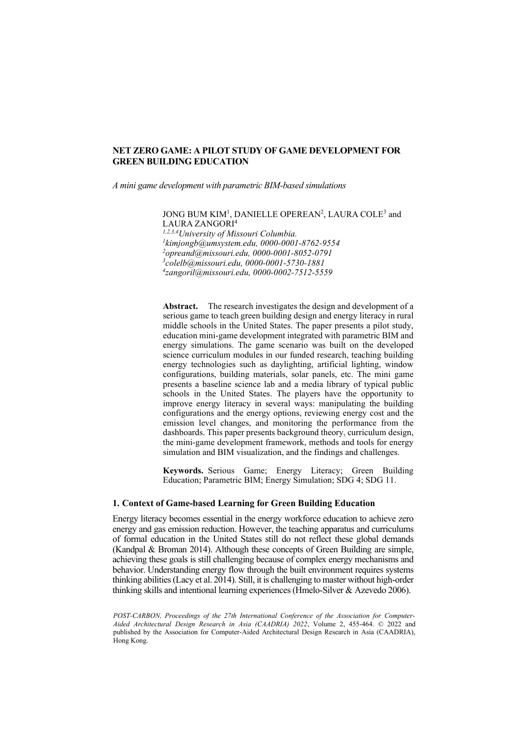# NET ZERO GAME: A PILOT STUDY OF GAME DEVELOPMENT FOR GREEN BUILDING EDUCATION

*A mini game development with parametric BIM-based simulations*

JONG BUM KIM[1], DANIELLE OPEREAN[2], LAURA COLE[3] and LAURA ZANGORI[4]
[1,2,3,4] *University of Missouri Columbia.*
[1] *kimjongb@umsystem.edu, 0000-0001-8762-9554*
[2] *opreand@missouri.edu, 0000-0001-8052-0791*
[3] *colelb@missouri.edu, 0000-0001-5730-1881*
[4] *zangoril@missouri.edu, 0000-0002-7512-5559*

**Abstract.** The research investigates the design and development of a serious game to teach green building design and energy literacy in rural middle schools in the United States. The paper presents a pilot study, education mini-game development integrated with parametric BIM and energy simulations. The game scenario was built on the developed science curriculum modules in our funded research, teaching building energy technologies such as daylighting, artificial lighting, window configurations, building materials, solar panels, etc. The mini game presents a baseline science lab and a media library of typical public schools in the United States. The players have the opportunity to improve energy literacy in several ways: manipulating the building configurations and the energy options, reviewing energy cost and the emission level changes, and monitoring the performance from the dashboards. This paper presents background theory, curriculum design, the mini-game development framework, methods and tools for energy simulation and BIM visualization, and the findings and challenges.

**Keywords.** Serious Game; Energy Literacy; Green Building Education; Parametric BIM; Energy Simulation; SDG 4; SDG 11.

## 1. Context of Game-based Learning for Green Building Education

Energy literacy becomes essential in the energy workforce education to achieve zero energy and gas emission reduction. However, the teaching apparatus and curriculums of formal education in the United States still do not reflect these global demands (Kandpal & Broman 2014). Although these concepts of Green Building are simple, achieving these goals is still challenging because of complex energy mechanisms and behavior. Understanding energy flow through the built environment requires systems thinking abilities (Lacy et al. 2014). Still, it is challenging to master without high-order thinking skills and intentional learning experiences (Hmelo-Silver & Azevedo 2006).

*POST-CARBON, Proceedings of the 27th International Conference of the Association for Computer-Aided Architectural Design Research in Asia (CAADRIA) 2022*, Volume 2, 455-464. © 2022 and published by the Association for Computer-Aided Architectural Design Research in Asia (CAADRIA), Hong Kong.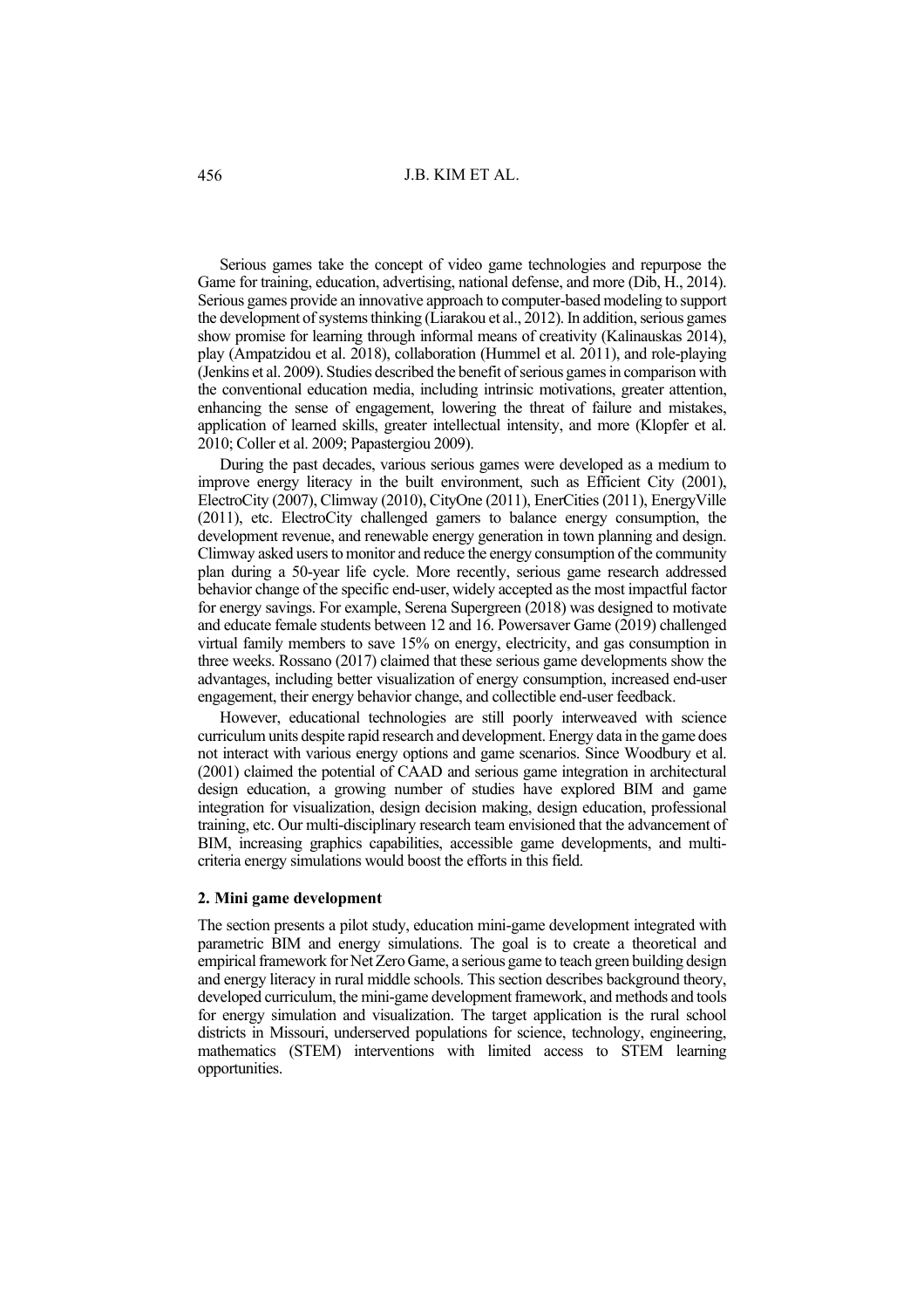Serious games take the concept of video game technologies and repurpose the Game for training, education, advertising, national defense, and more (Dib, H., 2014). Serious games provide an innovative approach to computer-based modeling to support the development of systems thinking (Liarakou et al., 2012). In addition, serious games show promise for learning through informal means of creativity (Kalinauskas 2014), play (Ampatzidou et al. 2018), collaboration (Hummel et al. 2011), and role-playing (Jenkins et al. 2009). Studies described the benefit of serious games in comparison with the conventional education media, including intrinsic motivations, greater attention, enhancing the sense of engagement, lowering the threat of failure and mistakes, application of learned skills, greater intellectual intensity, and more (Klopfer et al. 2010; Coller et al. 2009; Papastergiou 2009).

During the past decades, various serious games were developed as a medium to improve energy literacy in the built environment, such as Efficient City (2001), ElectroCity (2007), Climway (2010), CityOne (2011), EnerCities (2011), EnergyVille (2011), etc. ElectroCity challenged gamers to balance energy consumption, the development revenue, and renewable energy generation in town planning and design. Climway asked users to monitor and reduce the energy consumption of the community plan during a 50-year life cycle. More recently, serious game research addressed behavior change of the specific end-user, widely accepted as the most impactful factor for energy savings. For example, Serena Supergreen (2018) was designed to motivate and educate female students between 12 and 16. Powersaver Game (2019) challenged virtual family members to save 15% on energy, electricity, and gas consumption in three weeks. Rossano (2017) claimed that these serious game developments show the advantages, including better visualization of energy consumption, increased end-user engagement, their energy behavior change, and collectible end-user feedback.

However, educational technologies are still poorly interweaved with science curriculum units despite rapid research and development. Energy data in the game does not interact with various energy options and game scenarios. Since Woodbury et al. (2001) claimed the potential of CAAD and serious game integration in architectural design education, a growing number of studies have explored BIM and game integration for visualization, design decision making, design education, professional training, etc. Our multi-disciplinary research team envisioned that the advancement of BIM, increasing graphics capabilities, accessible game developments, and multi-criteria energy simulations would boost the efforts in this field.

## 2. Mini game development

The section presents a pilot study, education mini-game development integrated with parametric BIM and energy simulations. The goal is to create a theoretical and empirical framework for Net Zero Game, a serious game to teach green building design and energy literacy in rural middle schools. This section describes background theory, developed curriculum, the mini-game development framework, and methods and tools for energy simulation and visualization. The target application is the rural school districts in Missouri, underserved populations for science, technology, engineering, mathematics (STEM) interventions with limited access to STEM learning opportunities.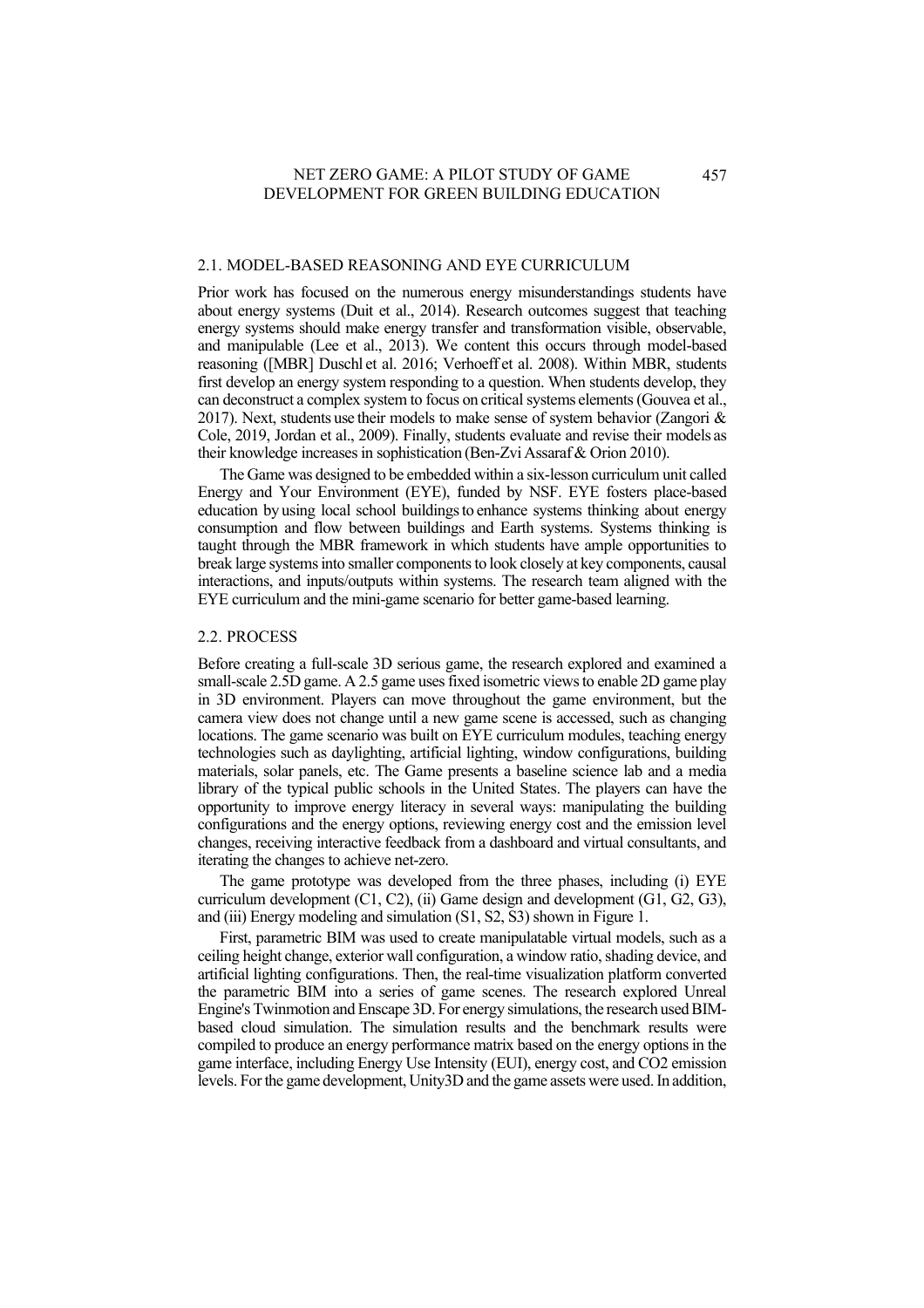## 2.1. MODEL-BASED REASONING AND EYE CURRICULUM

Prior work has focused on the numerous energy misunderstandings students have about energy systems (Duit et al., 2014). Research outcomes suggest that teaching energy systems should make energy transfer and transformation visible, observable, and manipulable (Lee et al., 2013). We content this occurs through model-based reasoning ([MBR] Duschl et al. 2016; Verhoeff et al. 2008). Within MBR, students first develop an energy system responding to a question. When students develop, they can deconstruct a complex system to focus on critical systems elements (Gouvea et al., 2017). Next, students use their models to make sense of system behavior (Zangori & Cole, 2019, Jordan et al., 2009). Finally, students evaluate and revise their models as their knowledge increases in sophistication (Ben-Zvi Assaraf & Orion 2010).

The Game was designed to be embedded within a six-lesson curriculum unit called Energy and Your Environment (EYE), funded by NSF. EYE fosters place-based education by using local school buildings to enhance systems thinking about energy consumption and flow between buildings and Earth systems. Systems thinking is taught through the MBR framework in which students have ample opportunities to break large systems into smaller components to look closely at key components, causal interactions, and inputs/outputs within systems. The research team aligned with the EYE curriculum and the mini-game scenario for better game-based learning.

## 2.2. PROCESS

Before creating a full-scale 3D serious game, the research explored and examined a small-scale 2.5D game. A 2.5 game uses fixed isometric views to enable 2D game play in 3D environment. Players can move throughout the game environment, but the camera view does not change until a new game scene is accessed, such as changing locations. The game scenario was built on EYE curriculum modules, teaching energy technologies such as daylighting, artificial lighting, window configurations, building materials, solar panels, etc. The Game presents a baseline science lab and a media library of the typical public schools in the United States. The players can have the opportunity to improve energy literacy in several ways: manipulating the building configurations and the energy options, reviewing energy cost and the emission level changes, receiving interactive feedback from a dashboard and virtual consultants, and iterating the changes to achieve net-zero.

The game prototype was developed from the three phases, including (i) EYE curriculum development (C1, C2), (ii) Game design and development (G1, G2, G3), and (iii) Energy modeling and simulation (S1, S2, S3) shown in Figure 1.

First, parametric BIM was used to create manipulatable virtual models, such as a ceiling height change, exterior wall configuration, a window ratio, shading device, and artificial lighting configurations. Then, the real-time visualization platform converted the parametric BIM into a series of game scenes. The research explored Unreal Engine's Twinmotion and Enscape 3D. For energy simulations, the research used BIM-based cloud simulation. The simulation results and the benchmark results were compiled to produce an energy performance matrix based on the energy options in the game interface, including Energy Use Intensity (EUI), energy cost, and $CO_2$ emission levels. For the game development, Unity3D and the game assets were used. In addition,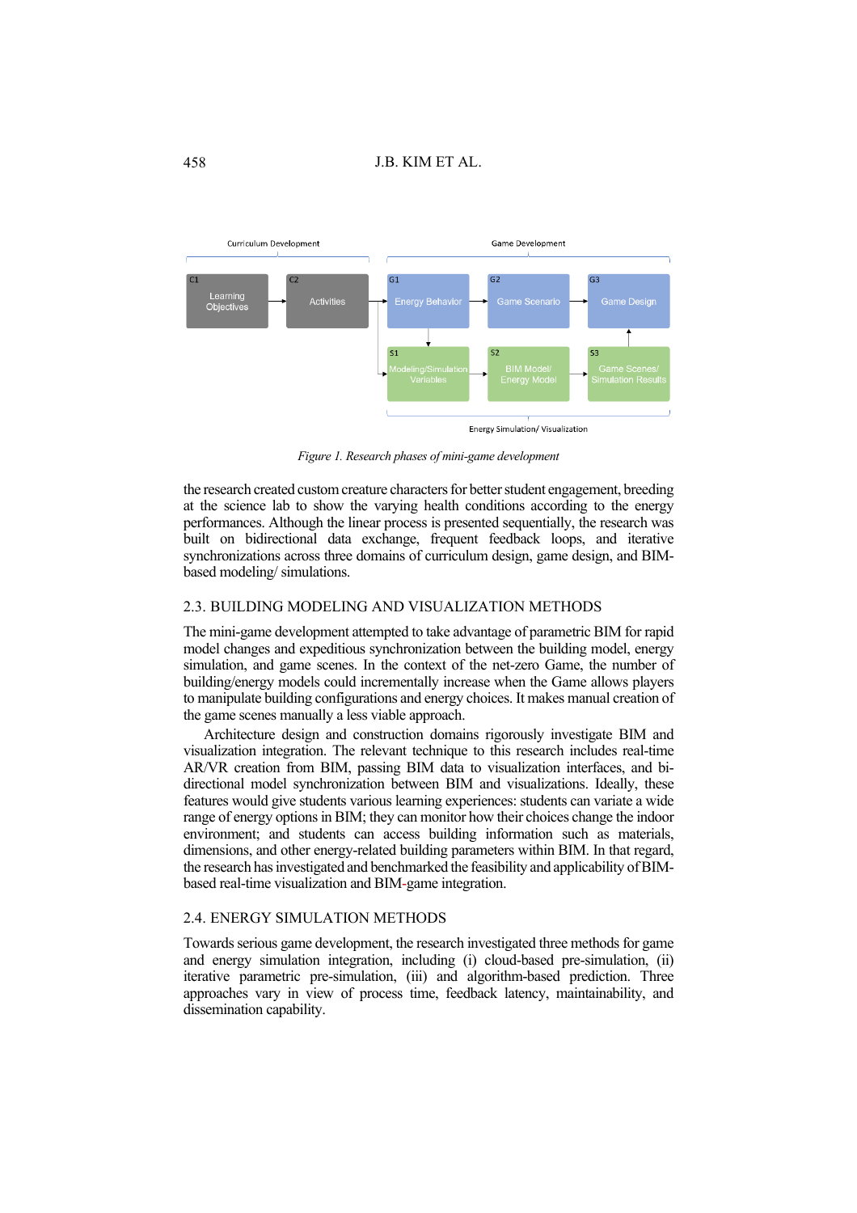Figure 1. Research phases of mini-game development

the research created custom creature characters for better student engagement, breeding at the science lab to show the varying health conditions according to the energy performances. Although the linear process is presented sequentially, the research was built on bidirectional data exchange, frequent feedback loops, and iterative synchronizations across three domains of curriculum design, game design, and BIM-based modeling/ simulations.

## 2.3. BUILDING MODELING AND VISUALIZATION METHODS

The mini-game development attempted to take advantage of parametric BIM for rapid model changes and expeditious synchronization between the building model, energy simulation, and game scenes. In the context of the net-zero Game, the number of building/energy models could incrementally increase when the Game allows players to manipulate building configurations and energy choices. It makes manual creation of the game scenes manually a less viable approach.

Architecture design and construction domains rigorously investigate BIM and visualization integration. The relevant technique to this research includes real-time AR/VR creation from BIM, passing BIM data to visualization interfaces, and bi-directional model synchronization between BIM and visualizations. Ideally, these features would give students various learning experiences: students can variate a wide range of energy options in BIM; they can monitor how their choices change the indoor environment; and students can access building information such as materials, dimensions, and other energy-related building parameters within BIM. In that regard, the research has investigated and benchmarked the feasibility and applicability of BIM-based real-time visualization and BIM-game integration.

## 2.4. ENERGY SIMULATION METHODS

Towards serious game development, the research investigated three methods for game and energy simulation integration, including (i) cloud-based pre-simulation, (ii) iterative parametric pre-simulation, (iii) and algorithm-based prediction. Three approaches vary in view of process time, feedback latency, maintainability, and dissemination capability.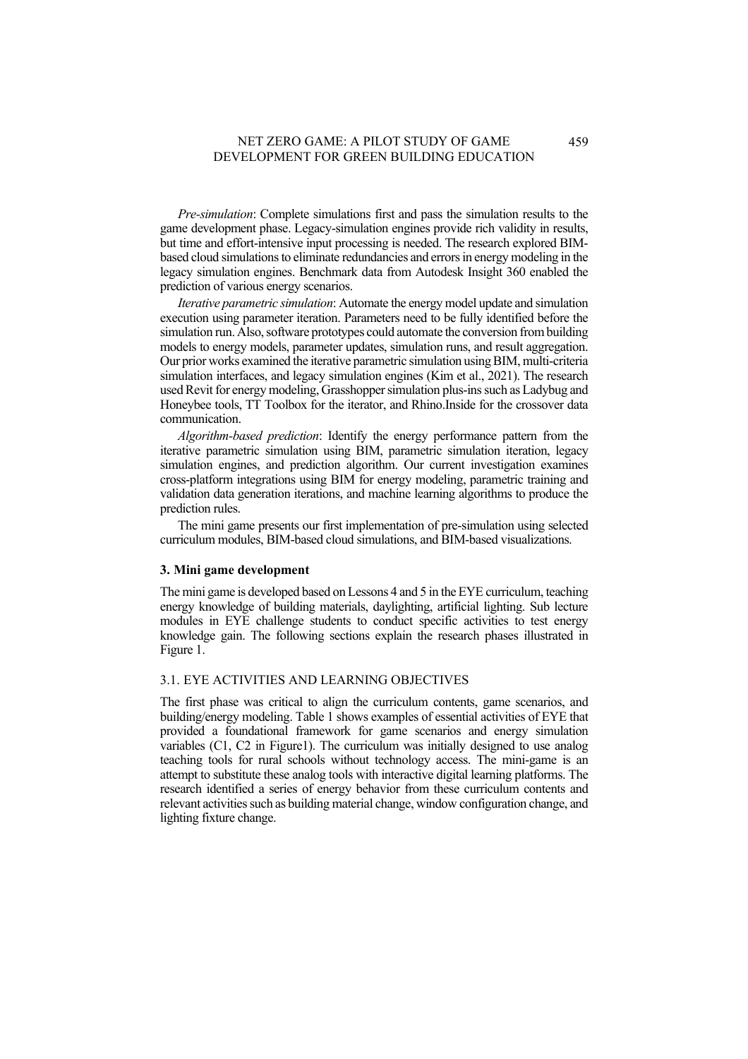*Pre-simulation*: Complete simulations first and pass the simulation results to the game development phase. Legacy-simulation engines provide rich validity in results, but time and effort-intensive input processing is needed. The research explored BIM-based cloud simulations to eliminate redundancies and errors in energy modeling in the legacy simulation engines. Benchmark data from Autodesk Insight 360 enabled the prediction of various energy scenarios.

*Iterative parametric simulation*: Automate the energy model update and simulation execution using parameter iteration. Parameters need to be fully identified before the simulation run. Also, software prototypes could automate the conversion from building models to energy models, parameter updates, simulation runs, and result aggregation. Our prior works examined the iterative parametric simulation using BIM, multi-criteria simulation interfaces, and legacy simulation engines (Kim et al., 2021). The research used Revit for energy modeling, Grasshopper simulation plus-ins such as Ladybug and Honeybee tools, TT Toolbox for the iterator, and Rhino.Inside for the crossover data communication.

*Algorithm-based prediction*: Identify the energy performance pattern from the iterative parametric simulation using BIM, parametric simulation iteration, legacy simulation engines, and prediction algorithm. Our current investigation examines cross-platform integrations using BIM for energy modeling, parametric training and validation data generation iterations, and machine learning algorithms to produce the prediction rules.

The mini game presents our first implementation of pre-simulation using selected curriculum modules, BIM-based cloud simulations, and BIM-based visualizations.

## 3. Mini game development

The mini game is developed based on Lessons 4 and 5 in the EYE curriculum, teaching energy knowledge of building materials, daylighting, artificial lighting. Sub lecture modules in EYE challenge students to conduct specific activities to test energy knowledge gain. The following sections explain the research phases illustrated in Figure 1.

### 3.1. EYE ACTIVITIES AND LEARNING OBJECTIVES

The first phase was critical to align the curriculum contents, game scenarios, and building/energy modeling. Table 1 shows examples of essential activities of EYE that provided a foundational framework for game scenarios and energy simulation variables (C1, C2 in Figure1). The curriculum was initially designed to use analog teaching tools for rural schools without technology access. The mini-game is an attempt to substitute these analog tools with interactive digital learning platforms. The research identified a series of energy behavior from these curriculum contents and relevant activities such as building material change, window configuration change, and lighting fixture change.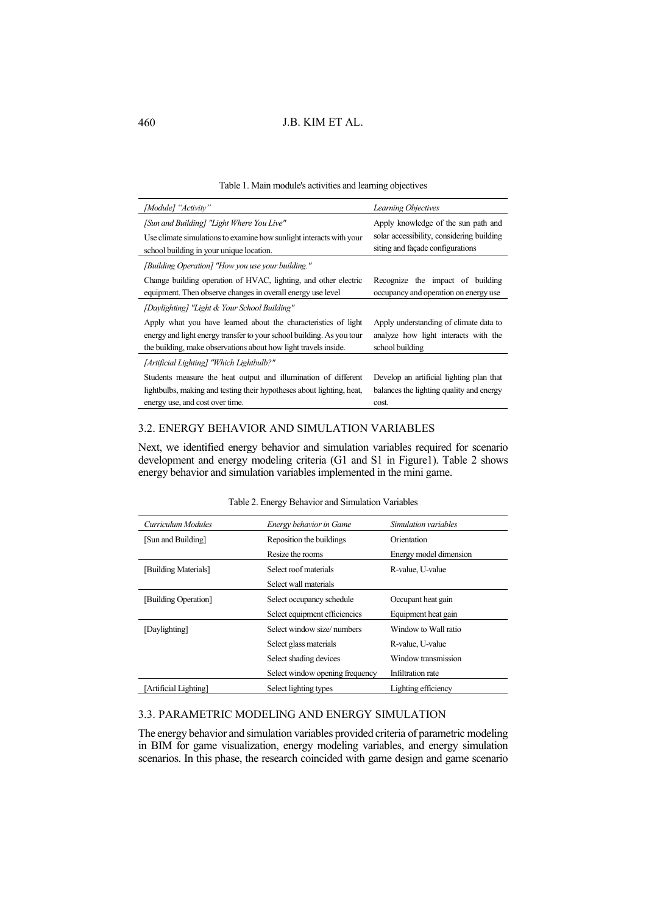Table 1. Main module's activities and learning objectives

| *[Module] "Activity"* | *Learning Objectives* |
|---|---|
| *[Sun and Building] "Light Where You Live"* Use climate simulations to examine how sunlight interacts with your school building in your unique location. | Apply knowledge of the sun path and solar accessibility, considering building siting and façade configurations |
| *[Building Operation] "How you use your building."* Change building operation of HVAC, lighting, and other electric equipment. Then observe changes in overall energy use level | Recognize the impact of building occupancy and operation on energy use |
| *[Daylighting] "Light & Your School Building"* Apply what you have learned about the characteristics of light energy and light energy transfer to your school building. As you tour the building, make observations about how light travels inside. | Apply understanding of climate data to analyze how light interacts with the school building |
| *[Artificial Lighting] "Which Lightbulb?"* Students measure the heat output and illumination of different lightbulbs, making and testing their hypotheses about lighting, heat, energy use, and cost over time. | Develop an artificial lighting plan that balances the lighting quality and energy cost. |

### 3.2. ENERGY BEHAVIOR AND SIMULATION VARIABLES

Next, we identified energy behavior and simulation variables required for scenario development and energy modeling criteria (G1 and S1 in Figure1). Table 2 shows energy behavior and simulation variables implemented in the mini game.

Table 2. Energy Behavior and Simulation Variables

| *Curriculum Modules* | *Energy behavior in Game* | *Simulation variables* |
|---|---|---|
| [Sun and Building] | Reposition the buildings | Orientation |
| | Resize the rooms | Energy model dimension |
| [Building Materials] | Select roof materials | R-value, U-value |
| | Select wall materials | |
| [Building Operation] | Select occupancy schedule | Occupant heat gain |
| | Select equipment efficiencies | Equipment heat gain |
| [Daylighting] | Select window size/ numbers | Window to Wall ratio |
| | Select glass materials | R-value, U-value |
| | Select shading devices | Window transmission |
| | Select window opening frequency | Infiltration rate |
| [Artificial Lighting] | Select lighting types | Lighting efficiency |

### 3.3. PARAMETRIC MODELING AND ENERGY SIMULATION

The energy behavior and simulation variables provided criteria of parametric modeling in BIM for game visualization, energy modeling variables, and energy simulation scenarios. In this phase, the research coincided with game design and game scenario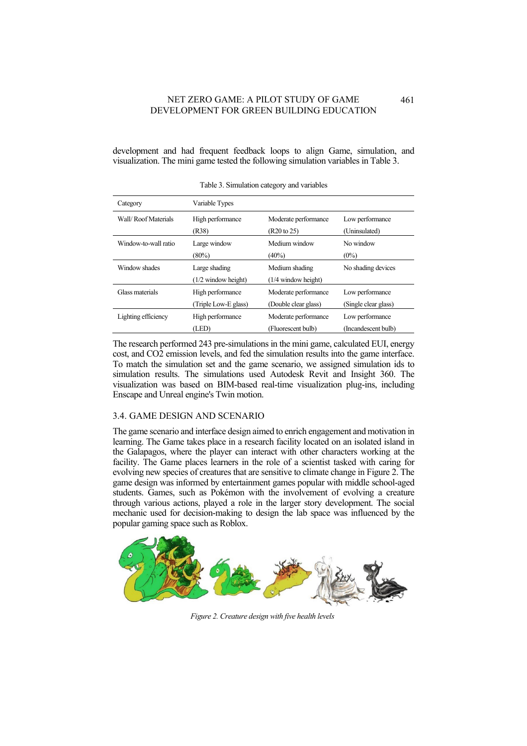development and had frequent feedback loops to align Game, simulation, and visualization. The mini game tested the following simulation variables in Table 3.

Table 3. Simulation category and variables

| Category | Variable Types | | |
|---|---|---|---|
| Wall/ Roof Materials | High performance (R38) | Moderate performance (R20 to 25) | Low performance (Uninsulated) |
| Window-to-wall ratio | Large window (80%) | Medium window (40%) | No window (0%) |
| Window shades | Large shading (1/2 window height) | Medium shading (1/4 window height) | No shading devices |
| Glass materials | High performance (Triple Low-E glass) | Moderate performance (Double clear glass) | Low performance (Single clear glass) |
| Lighting efficiency | High performance (LED) | Moderate performance (Fluorescent bulb) | Low performance (Incandescent bulb) |

The research performed 243 pre-simulations in the mini game, calculated EUI, energy cost, and $CO_2$ emission levels, and fed the simulation results into the game interface. To match the simulation set and the game scenario, we assigned simulation ids to simulation results. The simulations used Autodesk Revit and Insight 360. The visualization was based on BIM-based real-time visualization plug-ins, including Enscape and Unreal engine's Twin motion.

### 3.4. GAME DESIGN AND SCENARIO

The game scenario and interface design aimed to enrich engagement and motivation in learning. The Game takes place in a research facility located on an isolated island in the Galapagos, where the player can interact with other characters working at the facility. The Game places learners in the role of a scientist tasked with caring for evolving new species of creatures that are sensitive to climate change in Figure 2. The game design was informed by entertainment games popular with middle school-aged students. Games, such as Pokémon with the involvement of evolving a creature through various actions, played a role in the larger story development. The social mechanic used for decision-making to design the lab space was influenced by the popular gaming space such as Roblox.

*Figure 2. Creature design with five health levels*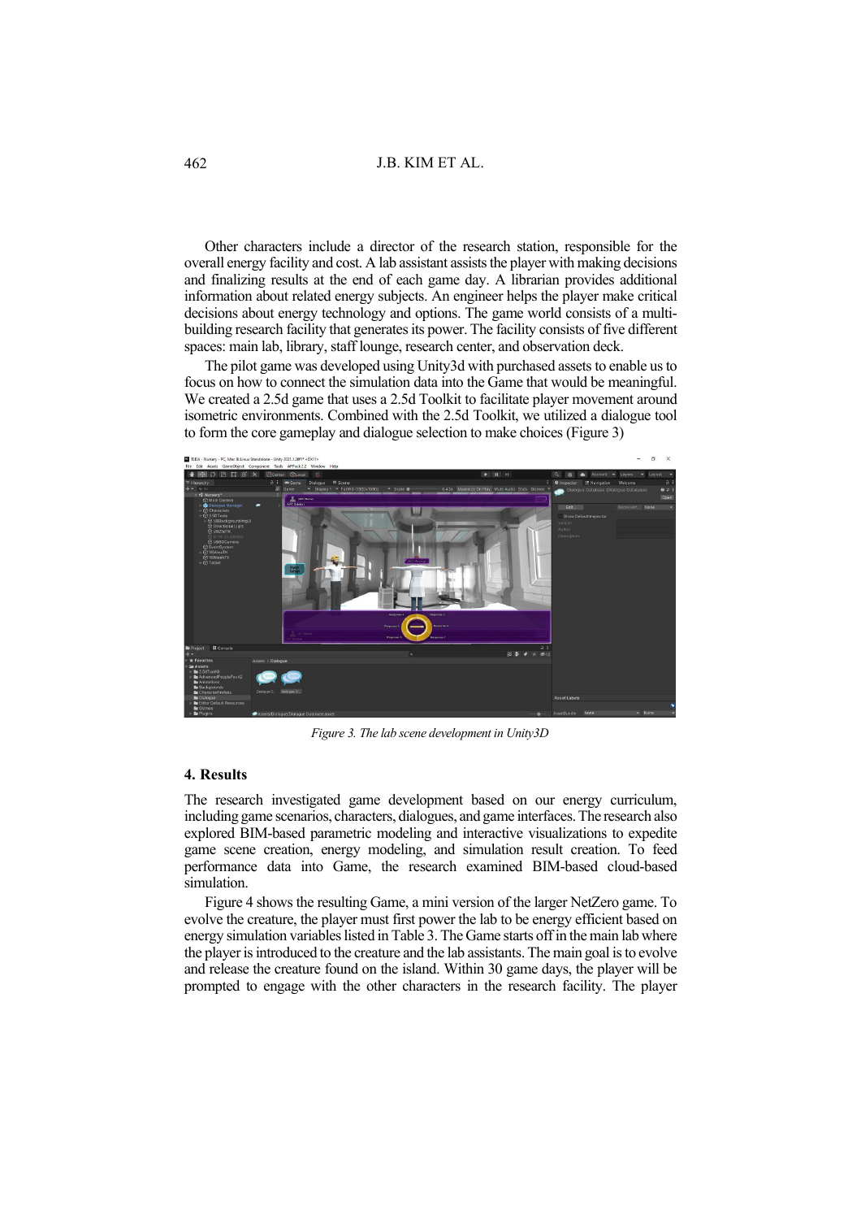Other characters include a director of the research station, responsible for the overall energy facility and cost. A lab assistant assists the player with making decisions and finalizing results at the end of each game day. A librarian provides additional information about related energy subjects. An engineer helps the player make critical decisions about energy technology and options. The game world consists of a multi-building research facility that generates its power. The facility consists of five different spaces: main lab, library, staff lounge, research center, and observation deck.

The pilot game was developed using Unity3d with purchased assets to enable us to focus on how to connect the simulation data into the Game that would be meaningful. We created a 2.5d game that uses a 2.5d Toolkit to facilitate player movement around isometric environments. Combined with the 2.5d Toolkit, we utilized a dialogue tool to form the core gameplay and dialogue selection to make choices (Figure 3)

*Figure 3. The lab scene development in Unity3D*

## 4. Results

The research investigated game development based on our energy curriculum, including game scenarios, characters, dialogues, and game interfaces. The research also explored BIM-based parametric modeling and interactive visualizations to expedite game scene creation, energy modeling, and simulation result creation. To feed performance data into Game, the research examined BIM-based cloud-based simulation.

Figure 4 shows the resulting Game, a mini version of the larger NetZero game. To evolve the creature, the player must first power the lab to be energy efficient based on energy simulation variables listed in Table 3. The Game starts off in the main lab where the player is introduced to the creature and the lab assistants. The main goal is to evolve and release the creature found on the island. Within 30 game days, the player will be prompted to engage with the other characters in the research facility. The player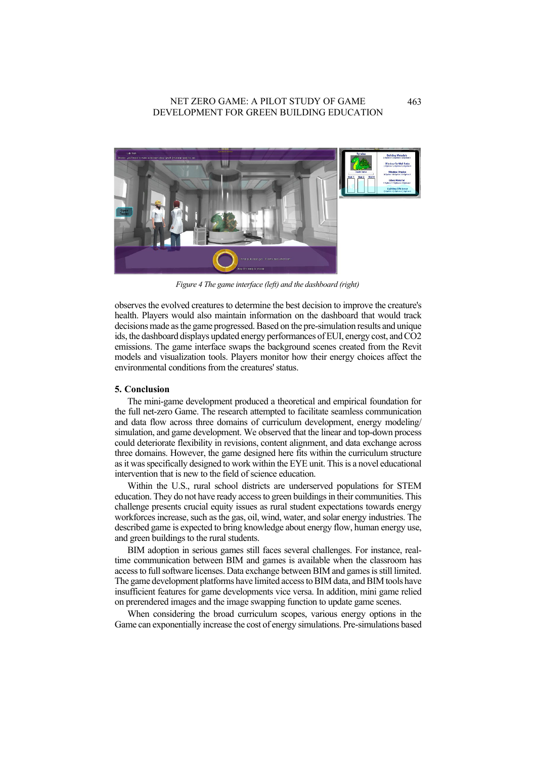*Figure 4 The game interface (left) and the dashboard (right)*

observes the evolved creatures to determine the best decision to improve the creature's health. Players would also maintain information on the dashboard that would track decisions made as the game progressed. Based on the pre-simulation results and unique ids, the dashboard displays updated energy performances of EUI, energy cost, and $CO_2$ emissions. The game interface swaps the background scenes created from the Revit models and visualization tools. Players monitor how their energy choices affect the environmental conditions from the creatures' status.

## 5. Conclusion

The mini-game development produced a theoretical and empirical foundation for the full net-zero Game. The research attempted to facilitate seamless communication and data flow across three domains of curriculum development, energy modeling/ simulation, and game development. We observed that the linear and top-down process could deteriorate flexibility in revisions, content alignment, and data exchange across three domains. However, the game designed here fits within the curriculum structure as it was specifically designed to work within the EYE unit. This is a novel educational intervention that is new to the field of science education.

Within the U.S., rural school districts are underserved populations for STEM education. They do not have ready access to green buildings in their communities. This challenge presents crucial equity issues as rural student expectations towards energy workforces increase, such as the gas, oil, wind, water, and solar energy industries. The described game is expected to bring knowledge about energy flow, human energy use, and green buildings to the rural students.

BIM adoption in serious games still faces several challenges. For instance, real-time communication between BIM and games is available when the classroom has access to full software licenses. Data exchange between BIM and games is still limited. The game development platforms have limited access to BIM data, and BIM tools have insufficient features for game developments vice versa. In addition, mini game relied on prerendered images and the image swapping function to update game scenes.

When considering the broad curriculum scopes, various energy options in the Game can exponentially increase the cost of energy simulations. Pre-simulations based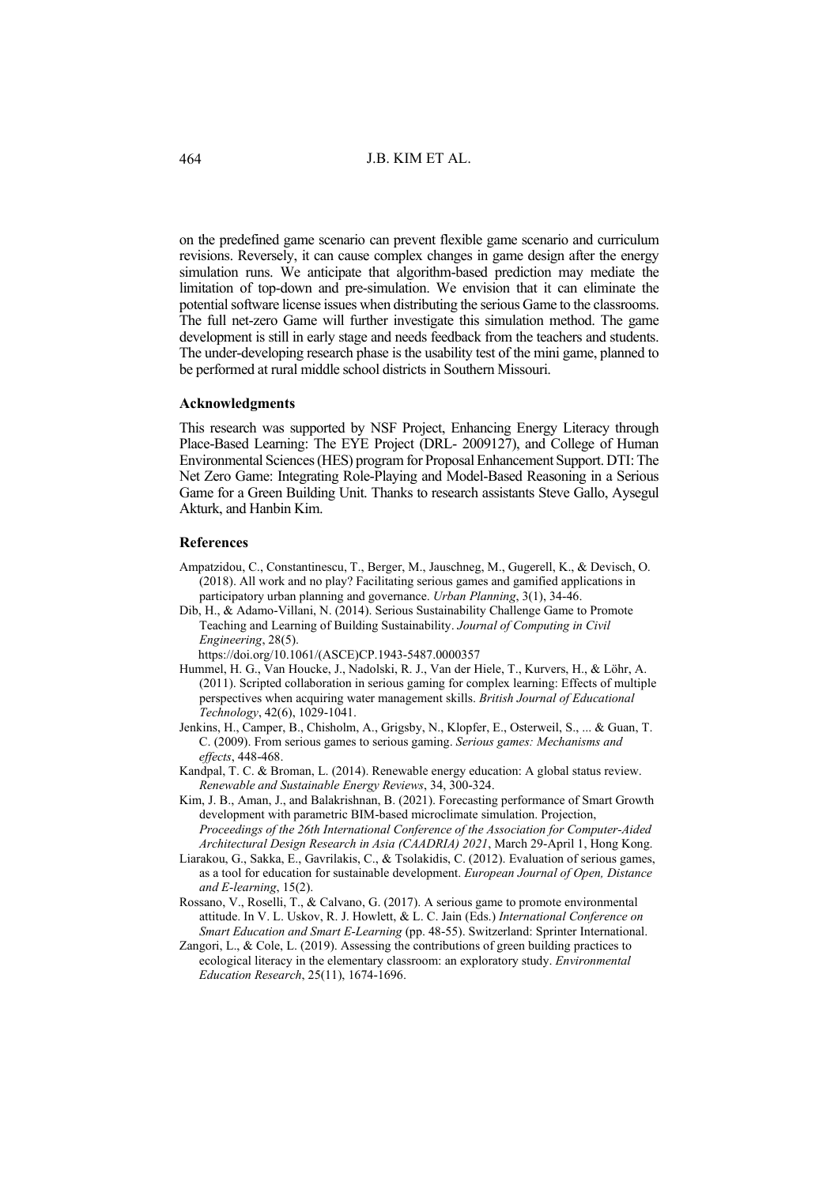on the predefined game scenario can prevent flexible game scenario and curriculum revisions. Reversely, it can cause complex changes in game design after the energy simulation runs. We anticipate that algorithm-based prediction may mediate the limitation of top-down and pre-simulation. We envision that it can eliminate the potential software license issues when distributing the serious Game to the classrooms. The full net-zero Game will further investigate this simulation method. The game development is still in early stage and needs feedback from the teachers and students. The under-developing research phase is the usability test of the mini game, planned to be performed at rural middle school districts in Southern Missouri.

## Acknowledgments

This research was supported by NSF Project, Enhancing Energy Literacy through Place-Based Learning: The EYE Project (DRL- 2009127), and College of Human Environmental Sciences (HES) program for Proposal Enhancement Support. DTI: The Net Zero Game: Integrating Role-Playing and Model-Based Reasoning in a Serious Game for a Green Building Unit. Thanks to research assistants Steve Gallo, Aysegul Akturk, and Hanbin Kim.

## References

Ampatzidou, C., Constantinescu, T., Berger, M., Jauschneg, M., Gugerell, K., & Devisch, O. (2018). All work and no play? Facilitating serious games and gamified applications in participatory urban planning and governance. *Urban Planning*, 3(1), 34-46.

Dib, H., & Adamo-Villani, N. (2014). Serious Sustainability Challenge Game to Promote Teaching and Learning of Building Sustainability. *Journal of Computing in Civil Engineering*, 28(5). https://doi.org/10.1061/(ASCE)CP.1943-5487.0000357

Hummel, H. G., Van Houcke, J., Nadolski, R. J., Van der Hiele, T., Kurvers, H., & Löhr, A. (2011). Scripted collaboration in serious gaming for complex learning: Effects of multiple perspectives when acquiring water management skills. *British Journal of Educational Technology*, 42(6), 1029-1041.

Jenkins, H., Camper, B., Chisholm, A., Grigsby, N., Klopfer, E., Osterweil, S., ... & Guan, T. C. (2009). From serious games to serious gaming. *Serious games: Mechanisms and effects*, 448-468.

Kandpal, T. C. & Broman, L. (2014). Renewable energy education: A global status review. *Renewable and Sustainable Energy Reviews*, 34, 300-324.

Kim, J. B., Aman, J., and Balakrishnan, B. (2021). Forecasting performance of Smart Growth development with parametric BIM-based microclimate simulation. Projection, *Proceedings of the 26th International Conference of the Association for Computer-Aided Architectural Design Research in Asia (CAADRIA) 2021*, March 29-April 1, Hong Kong.

Liarakou, G., Sakka, E., Gavrilakis, C., & Tsolakidis, C. (2012). Evaluation of serious games, as a tool for education for sustainable development. *European Journal of Open, Distance and E-learning*, 15(2).

Rossano, V., Roselli, T., & Calvano, G. (2017). A serious game to promote environmental attitude. In V. L. Uskov, R. J. Howlett, & L. C. Jain (Eds.) *International Conference on Smart Education and Smart E-Learning* (pp. 48-55). Switzerland: Sprinter International.

Zangori, L., & Cole, L. (2019). Assessing the contributions of green building practices to ecological literacy in the elementary classroom: an exploratory study. *Environmental Education Research*, 25(11), 1674-1696.